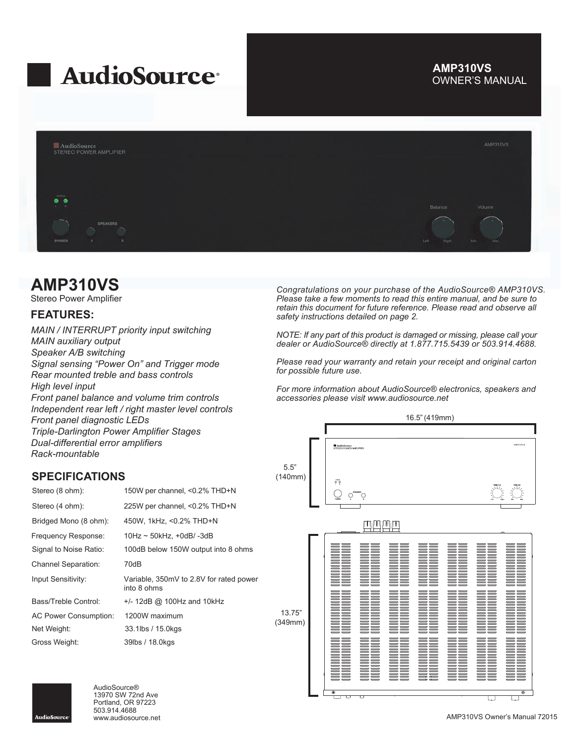AudioSource®

**AMP310VS**
OWNER'S MANUAL

# AMP310VS

Stereo Power Amplifier

## FEATURES:

*MAIN / INTERRUPT priority input switching*
*MAIN auxiliary output*
*Speaker A/B switching*
*Signal sensing "Power On" and Trigger mode*
*Rear mounted treble and bass controls*
*High level input*
*Front panel balance and volume trim controls*
*Independent rear left / right master level controls*
*Front panel diagnostic LEDs*
*Triple-Darlington Power Amplifier Stages*
*Dual-differential error amplifiers*
*Rack-mountable*

## SPECIFICATIONS

| | |
|---|---|
| Stereo (8 ohm): | 150W per channel, <0.2% THD+N |
| Stereo (4 ohm): | 225W per channel, <0.2% THD+N |
| Bridged Mono (8 ohm): | 450W, 1kHz, <0.2% THD+N |
| Frequency Response: | 10Hz ~ 50kHz, +0dB/ -3dB |
| Signal to Noise Ratio: | 100dB below 150W output into 8 ohms |
| Channel Separation: | 70dB |
| Input Sensitivity: | Variable, 350mV to 2.8V for rated power into 8 ohms |
| Bass/Treble Control: | +/- 12dB @ 100Hz and 10kHz |
| AC Power Consumption: | 1200W maximum |
| Net Weight: | 33.1lbs / 15.0kgs |
| Gross Weight: | 39lbs / 18.0kgs |

*Congratulations on your purchase of the AudioSource® AMP310VS. Please take a few moments to read this entire manual, and be sure to retain this document for future reference. Please read and observe all safety instructions detailed on page 2.*

*NOTE: If any part of this product is damaged or missing, please call your dealer or AudioSource® directly at 1.877.715.5439 or 503.914.4688.*

*Please read your warranty and retain your receipt and original carton for possible future use.*

*For more information about AudioSource® electronics, speakers and accessories please visit www.audiosource.net*

16.5" (419mm)

5.5" (140mm)

13.75" (349mm)

AudioSource®
13970 SW 72nd Ave
Portland, OR 97223
503.914.4688
www.audiosource.net

AMP310VS Owner's Manual 72015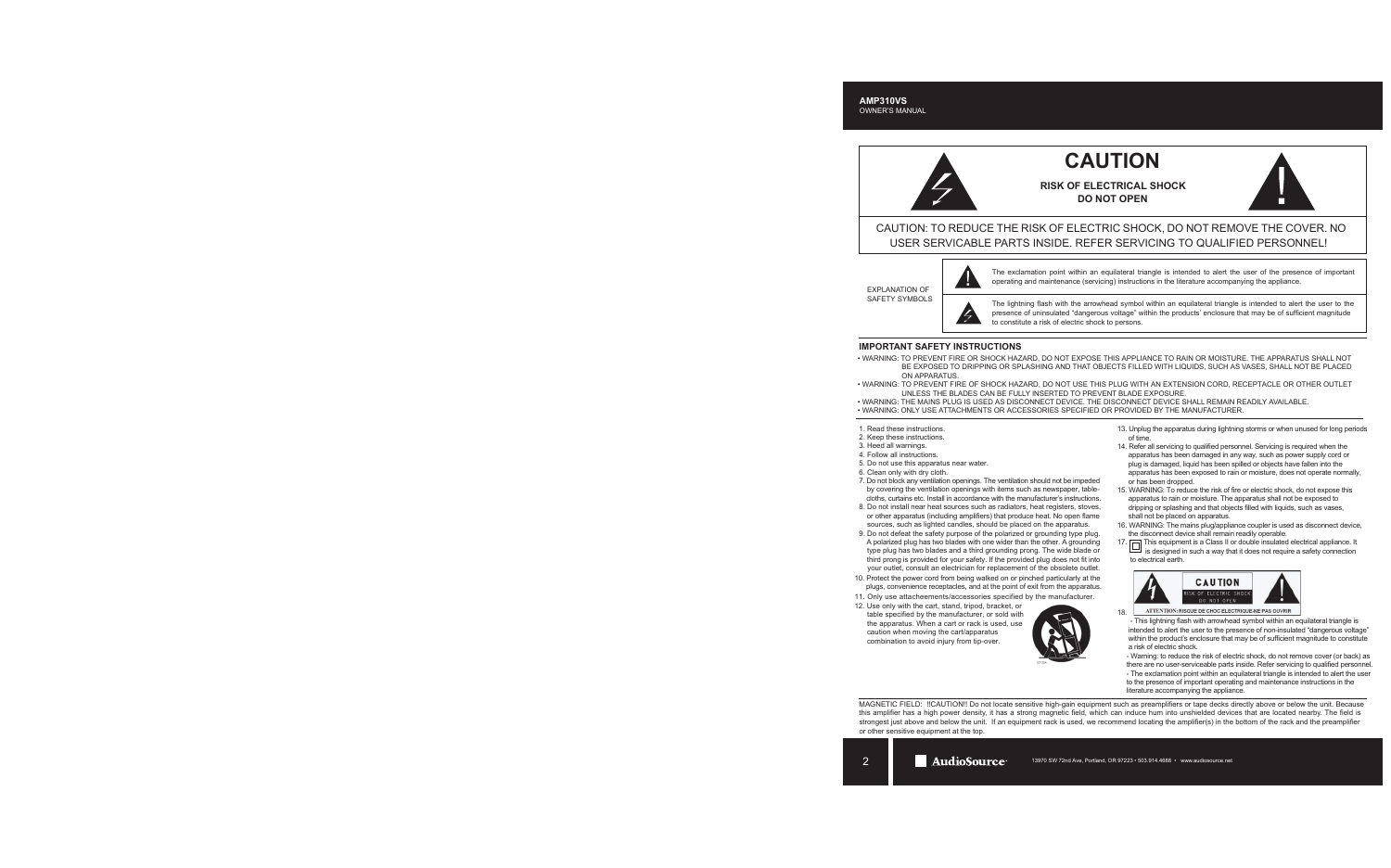# CAUTION

**RISK OF ELECTRICAL SHOCK**
**DO NOT OPEN**

CAUTION: TO REDUCE THE RISK OF ELECTRIC SHOCK, DO NOT REMOVE THE COVER. NO USER SERVICABLE PARTS INSIDE. REFER SERVICING TO QUALIFIED PERSONNEL!

EXPLANATION OF SAFETY SYMBOLS

The exclamation point within an equilateral triangle is intended to alert the user of the presence of important operating and maintenance (servicing) instructions in the literature accompanying the appliance.

The lightning flash with the arrowhead symbol within an equilateral triangle is intended to alert the user to the presence of uninsulated "dangerous voltage" within the products' enclosure that may be of sufficient magnitude to constitute a risk of electric shock to persons.

## IMPORTANT SAFETY INSTRUCTIONS

- WARNING: TO PREVENT FIRE OR SHOCK HAZARD, DO NOT EXPOSE THIS APPLIANCE TO RAIN OR MOISTURE. THE APPARATUS SHALL NOT BE EXPOSED TO DRIPPING OR SPLASHING AND THAT OBJECTS FILLED WITH LIQUIDS, SUCH AS VASES, SHALL NOT BE PLACED ON APPARATUS.
- WARNING: TO PREVENT FIRE OF SHOCK HAZARD, DO NOT USE THIS PLUG WITH AN EXTENSION CORD, RECEPTACLE OR OTHER OUTLET UNLESS THE BLADES CAN BE FULLY INSERTED TO PREVENT BLADE EXPOSURE.
- WARNING: THE MAINS PLUG IS USED AS DISCONNECT DEVICE. THE DISCONNECT DEVICE SHALL REMAIN READILY AVAILABLE.
- WARNING: ONLY USE ATTACHMENTS OR ACCESSORIES SPECIFIED OR PROVIDED BY THE MANUFACTURER.

1. Read these instructions.
2. Keep these instructions.
3. Heed all warnings.
4. Follow all instructions.
5. Do not use this apparatus near water.
6. Clean only with dry cloth.
7. Do not block any ventilation openings. The ventilation should not be impeded by covering the ventilation openings with items such as newspaper, table-cloths, curtains etc. Install in accordance with the manufacturer's instructions.
8. Do not install near heat sources such as radiators, heat registers, stoves, or other apparatus (including amplifiers) that produce heat. No open flame sources, such as lighted candles, should be placed on the apparatus.
9. Do not defeat the safety purpose of the polarized or grounding type plug. A polarized plug has two blades with one wider than the other. A grounding type plug has two blades and a third grounding prong. The wide blade or third prong is provided for your safety. If the provided plug does not fit into your outlet, consult an electrician for replacement of the obsolete outlet.
10. Protect the power cord from being walked on or pinched particularly at the plugs, convenience receptacles, and at the point of exit from the apparatus.
11. Only use attacheements/accessories specified by the manufacturer.
12. Use only with the cart, stand, tripod, bracket, or table specified by the manufacturer, or sold with the apparatus. When a cart or rack is used, use caution when moving the cart/apparatus combination to avoid injury from tip-over.
13. Unplug the apparatus during lightning storms or when unused for long periods of time.
14. Refer all servicing to qualified personnel. Servicing is required when the apparatus has been damaged in any way, such as power supply cord or plug is damaged, liquid has been spilled or objects have fallen into the apparatus has been exposed to rain or moisture, does not operate normally, or has been dropped.
15. WARNING: To reduce the risk of fire or electric shock, do not expose this apparatus to rain or moisture. The apparatus shall not be exposed to dripping or splashing and that objects filled with liquids, such as vases, shall not be placed on apparatus.
16. WARNING: The mains plug/appliance coupler is used as disconnect device, the disconnect device shall remain readily operable.
17. This equipment is a Class II or double insulated electrical appliance. It is designed in such a way that it does not require a safety connection to electrical earth.
18. CAUTION – RISK OF ELECTRIC SHOCK – DO NOT OPEN
    ATTENTION: RISQUE DE CHOC ELECTRIQUE-NE PAS OUVRIR
    - This lightning flash with arrowhead symbol within an equilateral triangle is intended to alert the user to the presence of non-insulated "dangerous voltage" within the product's enclosure that may be of sufficient magnitude to constitute a risk of electric shock.
    - Warning: to reduce the risk of electric shock, do not remove cover (or back) as there are no user-serviceable parts inside. Refer servicing to qualified personnel.
    - The exclamation point within an equilateral triangle is intended to alert the user to the presence of important operating and maintenance instructions in the literature accompanying the appliance.

MAGNETIC FIELD: !!CAUTION!! Do not locate sensitive high-gain equipment such as preamplifiers or tape decks directly above or below the unit. Because this amplifier has a high power density, it has a strong magnetic field, which can induce hum into unshielded devices that are located nearby. The field is strongest just above and below the unit. If an equipment rack is used, we recommend locating the amplifier(s) in the bottom of the rack and the preamplifier or other sensitive equipment at the top.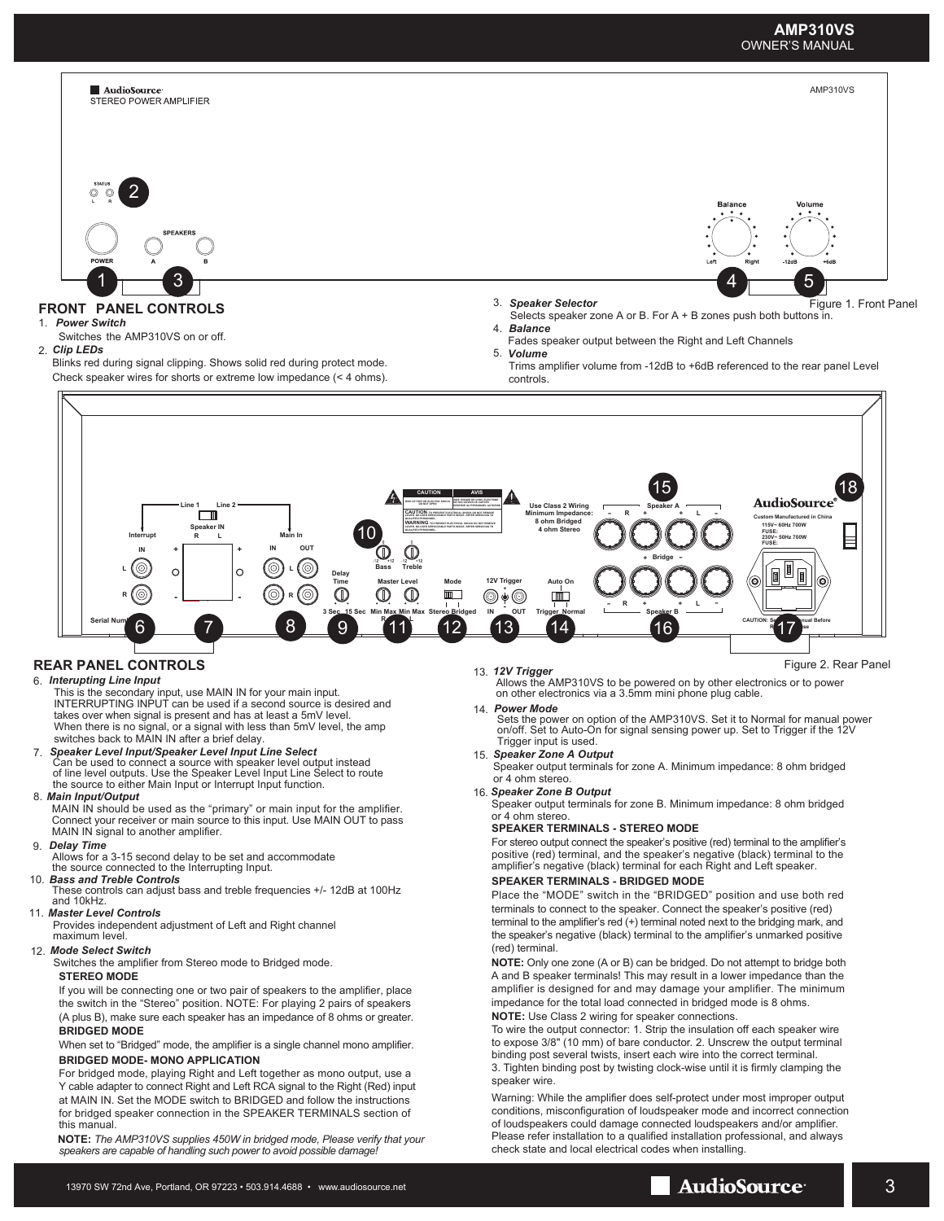## FRONT PANEL CONTROLS

Figure 1. Front Panel

1. ***Power Switch***
   Switches the AMP310VS on or off.
2. ***Clip LEDs***
   Blinks red during signal clipping. Shows solid red during protect mode. Check speaker wires for shorts or extreme low impedance (< 4 ohms).
3. ***Speaker Selector***
   Selects speaker zone A or B. For A + B zones push both buttons in.
4. ***Balance***
   Fades speaker output between the Right and Left Channels
5. ***Volume***
   Trims amplifier volume from -12dB to +6dB referenced to the rear panel Level controls.

## REAR PANEL CONTROLS

Figure 2. Rear Panel

6. ***Interupting Line Input***
   This is the secondary input, use MAIN IN for your main input. INTERRUPTING INPUT can be used if a second source is desired and takes over when signal is present and has at least a 5mV level. When there is no signal, or a signal with less than 5mV level, the amp switches back to MAIN IN after a brief delay.
7. ***Speaker Level Input/Speaker Level Input Line Select***
   Can be used to connect a source with speaker level output instead of line level outputs. Use the Speaker Level Input Line Select to route the source to either Main Input or Interrupt Input function.
8. ***Main Input/Output***
   MAIN IN should be used as the "primary" or main input for the amplifier. Connect your receiver or main source to this input. Use MAIN OUT to pass MAIN IN signal to another amplifier.
9. ***Delay Time***
   Allows for a 3-15 second delay to be set and accommodate the source connected to the Interrupting Input.
10. ***Bass and Treble Controls***
    These controls can adjust bass and treble frequencies +/- 12dB at 100Hz and 10kHz.
11. ***Master Level Controls***
    Provides independent adjustment of Left and Right channel maximum level.
12. ***Mode Select Switch***
    Switches the amplifier from Stereo mode to Bridged mode.

    **STEREO MODE**

    If you will be connecting one or two pair of speakers to the amplifier, place the switch in the "Stereo" position. NOTE: For playing 2 pairs of speakers (A plus B), make sure each speaker has an impedance of 8 ohms or greater.

    **BRIDGED MODE**

    When set to "Bridged" mode, the amplifier is a single channel mono amplifier.

    **BRIDGED MODE- MONO APPLICATION**

    For bridged mode, playing Right and Left together as mono output, use a Y cable adapter to connect Right and Left RCA signal to the Right (Red) input at MAIN IN. Set the MODE switch to BRIDGED and follow the instructions for bridged speaker connection in the SPEAKER TERMINALS section of this manual.

    **NOTE:** *The AMP310VS supplies 450W in bridged mode, Please verify that your speakers are capable of handling such power to avoid possible damage!*
13. ***12V Trigger***
    Allows the AMP310VS to be powered on by other electronics or to power on other electronics via a 3.5mm mini phone plug cable.
14. ***Power Mode***
    Sets the power on option of the AMP310VS. Set it to Normal for manual power on/off. Set to Auto-On for signal sensing power up. Set to Trigger if the 12V Trigger input is used.
15. ***Speaker Zone A Output***
    Speaker output terminals for zone A. Minimum impedance: 8 ohm bridged or 4 ohm stereo.
16. ***Speaker Zone B Output***
    Speaker output terminals for zone B. Minimum impedance: 8 ohm bridged or 4 ohm stereo.

    **SPEAKER TERMINALS - STEREO MODE**

    For stereo output connect the speaker's positive (red) terminal to the amplifier's positive (red) terminal, and the speaker's negative (black) terminal to the amplifier's negative (black) terminal for each Right and Left speaker.

    **SPEAKER TERMINALS - BRIDGED MODE**

    Place the "MODE" switch in the "BRIDGED" position and use both red terminals to connect to the speaker. Connect the speaker's positive (red) terminal to the amplifier's red (+) terminal noted next to the bridging mark, and the speaker's negative (black) terminal to the amplifier's unmarked positive (red) terminal.

    **NOTE:** Only one zone (A or B) can be bridged. Do not attempt to bridge both A and B speaker terminals! This may result in a lower impedance than the amplifier is designed for and may damage your amplifier. The minimum impedance for the total load connected in bridged mode is 8 ohms.

    **NOTE:** Use Class 2 wiring for speaker connections.

    To wire the output connector: 1. Strip the insulation off each speaker wire to expose 3/8" (10 mm) of bare conductor. 2. Unscrew the output terminal binding post several twists, insert each wire into the correct terminal. 3. Tighten binding post by twisting clock-wise until it is firmly clamping the speaker wire.

    Warning: While the amplifier does self-protect under most improper output conditions, misconfiguration of loudspeaker mode and incorrect connection of loudspeakers could damage connected loudspeakers and/or amplifier. Please refer installation to a qualified installation professional, and always check state and local electrical codes when installing.

13970 SW 72nd Ave, Portland, OR 97223 • 503.914.4688 • www.audiosource.net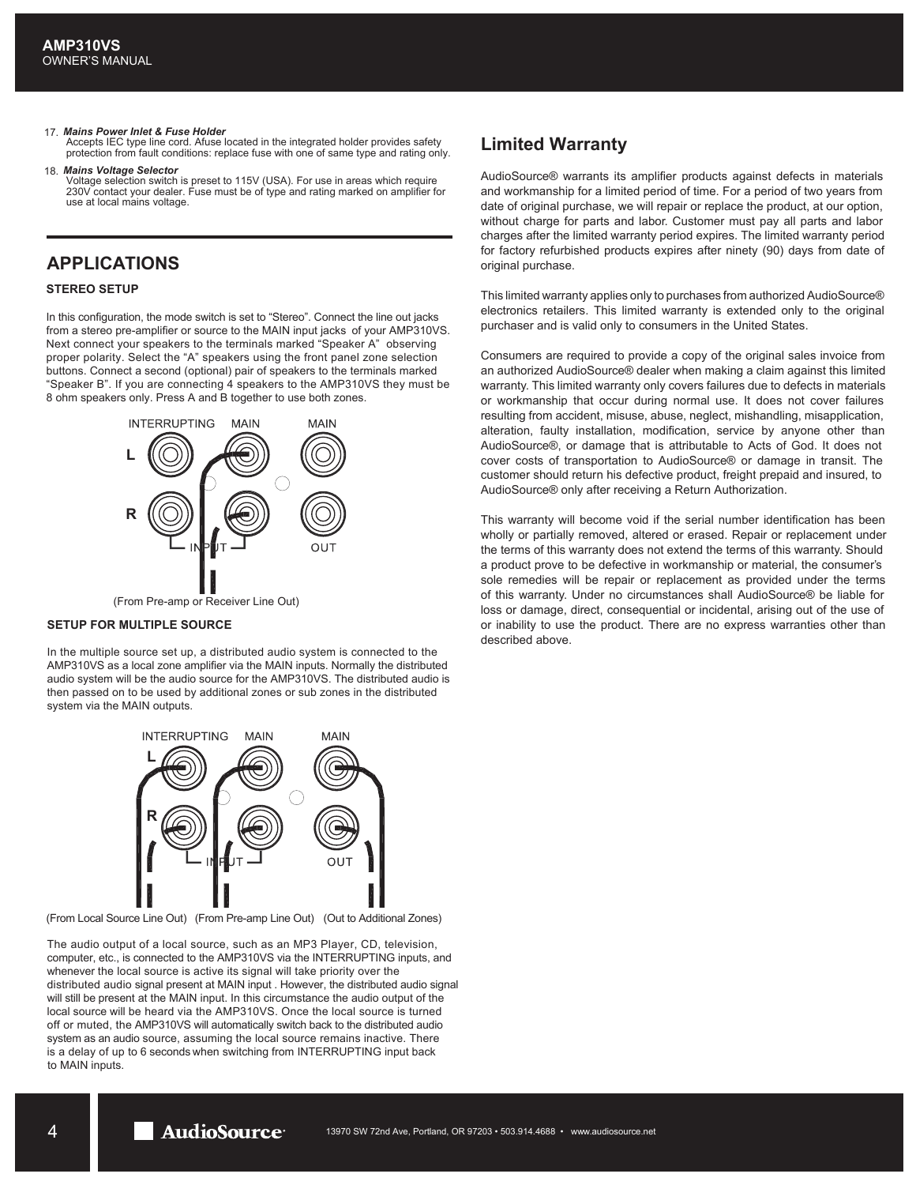17. ***Mains Power Inlet & Fuse Holder***
Accepts IEC type line cord. Afuse located in the integrated holder provides safety protection from fault conditions: replace fuse with one of same type and rating only.

18. ***Mains Voltage Selector***
Voltage selection switch is preset to 115V (USA). For use in areas which require 230V contact your dealer. Fuse must be of type and rating marked on amplifier for use at local mains voltage.

## APPLICATIONS

### STEREO SETUP

In this configuration, the mode switch is set to "Stereo". Connect the line out jacks from a stereo pre-amplifier or source to the MAIN input jacks of your AMP310VS. Next connect your speakers to the terminals marked "Speaker A" observing proper polarity. Select the "A" speakers using the front panel zone selection buttons. Connect a second (optional) pair of speakers to the terminals marked "Speaker B". If you are connecting 4 speakers to the AMP310VS they must be 8 ohm speakers only. Press A and B together to use both zones.

INTERRUPTING MAIN MAIN
L
R
INPUT OUT

(From Pre-amp or Receiver Line Out)

### SETUP FOR MULTIPLE SOURCE

In the multiple source set up, a distributed audio system is connected to the AMP310VS as a local zone amplifier via the MAIN inputs. Normally the distributed audio system will be the audio source for the AMP310VS. The distributed audio is then passed on to be used by additional zones or sub zones in the distributed system via the MAIN outputs.

INTERRUPTING MAIN MAIN
L
R
INPUT OUT

(From Local Source Line Out) (From Pre-amp Line Out) (Out to Additional Zones)

The audio output of a local source, such as an MP3 Player, CD, television, computer, etc., is connected to the AMP310VS via the INTERRUPTING inputs, and whenever the local source is active its signal will take priority over the distributed audio signal present at MAIN input . However, the distributed audio signal will still be present at the MAIN input. In this circumstance the audio output of the local source will be heard via the AMP310VS. Once the local source is turned off or muted, the AMP310VS will automatically switch back to the distributed audio system as an audio source, assuming the local source remains inactive. There is a delay of up to 6 seconds when switching from INTERRUPTING input back to MAIN inputs.

## Limited Warranty

AudioSource® warrants its amplifier products against defects in materials and workmanship for a limited period of time. For a period of two years from date of original purchase, we will repair or replace the product, at our option, without charge for parts and labor. Customer must pay all parts and labor charges after the limited warranty period expires. The limited warranty period for factory refurbished products expires after ninety (90) days from date of original purchase.

This limited warranty applies only to purchases from authorized AudioSource® electronics retailers. This limited warranty is extended only to the original purchaser and is valid only to consumers in the United States.

Consumers are required to provide a copy of the original sales invoice from an authorized AudioSource® dealer when making a claim against this limited warranty. This limited warranty only covers failures due to defects in materials or workmanship that occur during normal use. It does not cover failures resulting from accident, misuse, abuse, neglect, mishandling, misapplication, alteration, faulty installation, modification, service by anyone other than AudioSource®, or damage that is attributable to Acts of God. It does not cover costs of transportation to AudioSource® or damage in transit. The customer should return his defective product, freight prepaid and insured, to AudioSource® only after receiving a Return Authorization.

This warranty will become void if the serial number identification has been wholly or partially removed, altered or erased. Repair or replacement under the terms of this warranty does not extend the terms of this warranty. Should a product prove to be defective in workmanship or material, the consumer's sole remedies will be repair or replacement as provided under the terms of this warranty. Under no circumstances shall AudioSource® be liable for loss or damage, direct, consequential or incidental, arising out of the use of or inability to use the product. There are no express warranties other than described above.

AudioSource 13970 SW 72nd Ave, Portland, OR 97203 • 503.914.4688 • www.audiosource.net